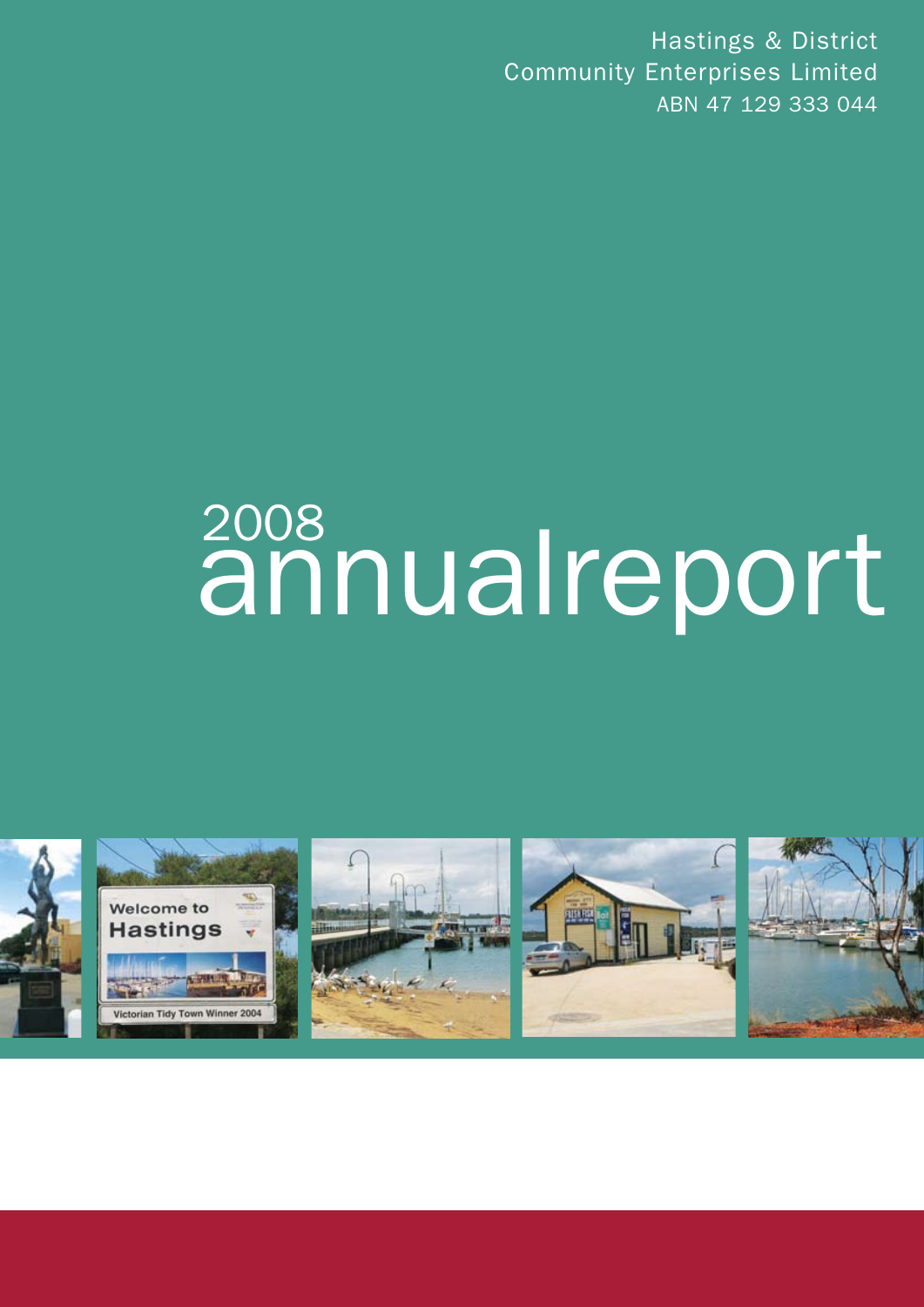Hastings & District
Community Enterprises Limited
ABN 47 129 333 044

# 2008 annualreport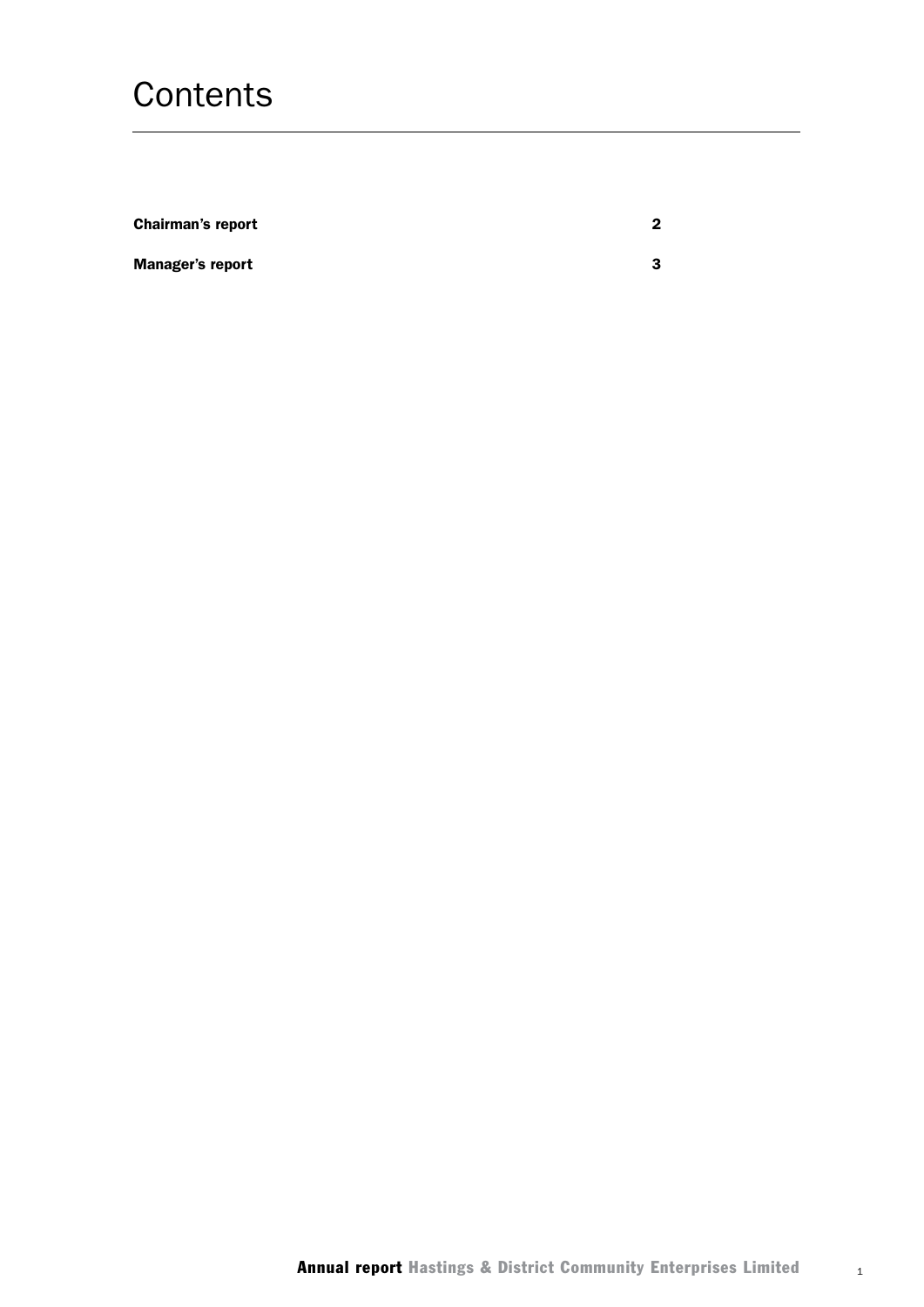# Contents

| | |
|---|---|
| **Chairman's report** | **2** |
| **Manager's report** | **3** |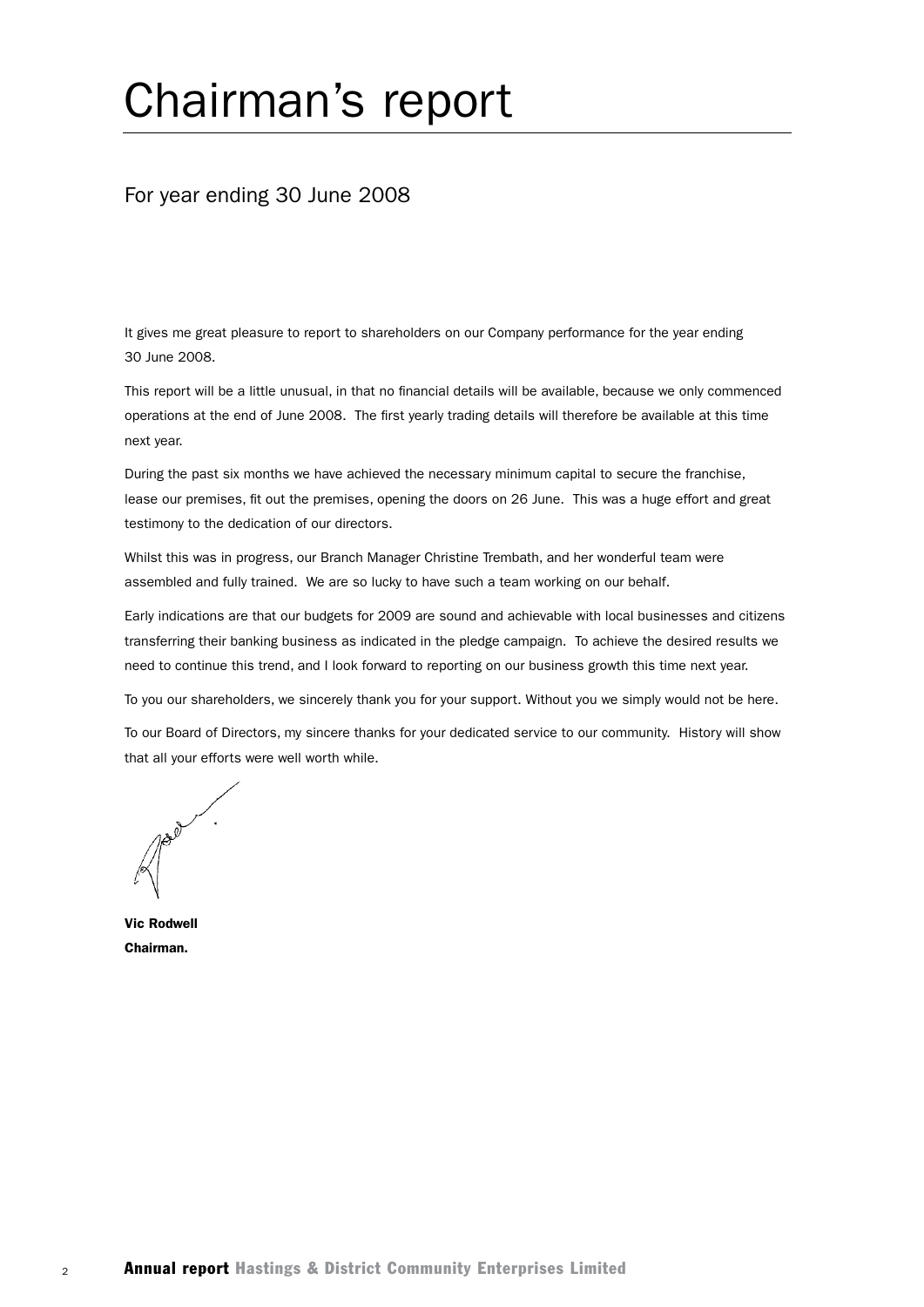# Chairman's report

## For year ending 30 June 2008

It gives me great pleasure to report to shareholders on our Company performance for the year ending 30 June 2008.

This report will be a little unusual, in that no financial details will be available, because we only commenced operations at the end of June 2008. The first yearly trading details will therefore be available at this time next year.

During the past six months we have achieved the necessary minimum capital to secure the franchise, lease our premises, fit out the premises, opening the doors on 26 June. This was a huge effort and great testimony to the dedication of our directors.

Whilst this was in progress, our Branch Manager Christine Trembath, and her wonderful team were assembled and fully trained. We are so lucky to have such a team working on our behalf.

Early indications are that our budgets for 2009 are sound and achievable with local businesses and citizens transferring their banking business as indicated in the pledge campaign. To achieve the desired results we need to continue this trend, and I look forward to reporting on our business growth this time next year.

To you our shareholders, we sincerely thank you for your support. Without you we simply would not be here.

To our Board of Directors, my sincere thanks for your dedicated service to our community. History will show that all your efforts were well worth while.

**Vic Rodwell**
**Chairman.**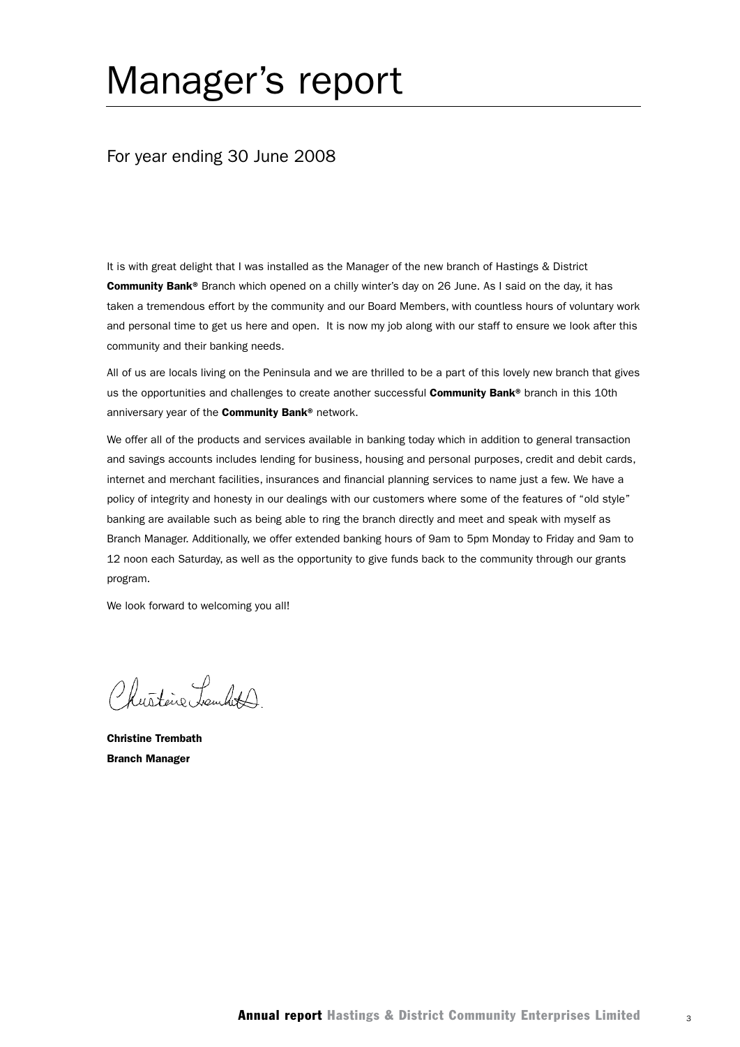# Manager's report

## For year ending 30 June 2008

It is with great delight that I was installed as the Manager of the new branch of Hastings & District **Community Bank®** Branch which opened on a chilly winter's day on 26 June. As I said on the day, it has taken a tremendous effort by the community and our Board Members, with countless hours of voluntary work and personal time to get us here and open. It is now my job along with our staff to ensure we look after this community and their banking needs.

All of us are locals living on the Peninsula and we are thrilled to be a part of this lovely new branch that gives us the opportunities and challenges to create another successful **Community Bank®** branch in this 10th anniversary year of the **Community Bank®** network.

We offer all of the products and services available in banking today which in addition to general transaction and savings accounts includes lending for business, housing and personal purposes, credit and debit cards, internet and merchant facilities, insurances and financial planning services to name just a few. We have a policy of integrity and honesty in our dealings with our customers where some of the features of "old style" banking are available such as being able to ring the branch directly and meet and speak with myself as Branch Manager. Additionally, we offer extended banking hours of 9am to 5pm Monday to Friday and 9am to 12 noon each Saturday, as well as the opportunity to give funds back to the community through our grants program.

We look forward to welcoming you all!

**Christine Trembath**
**Branch Manager**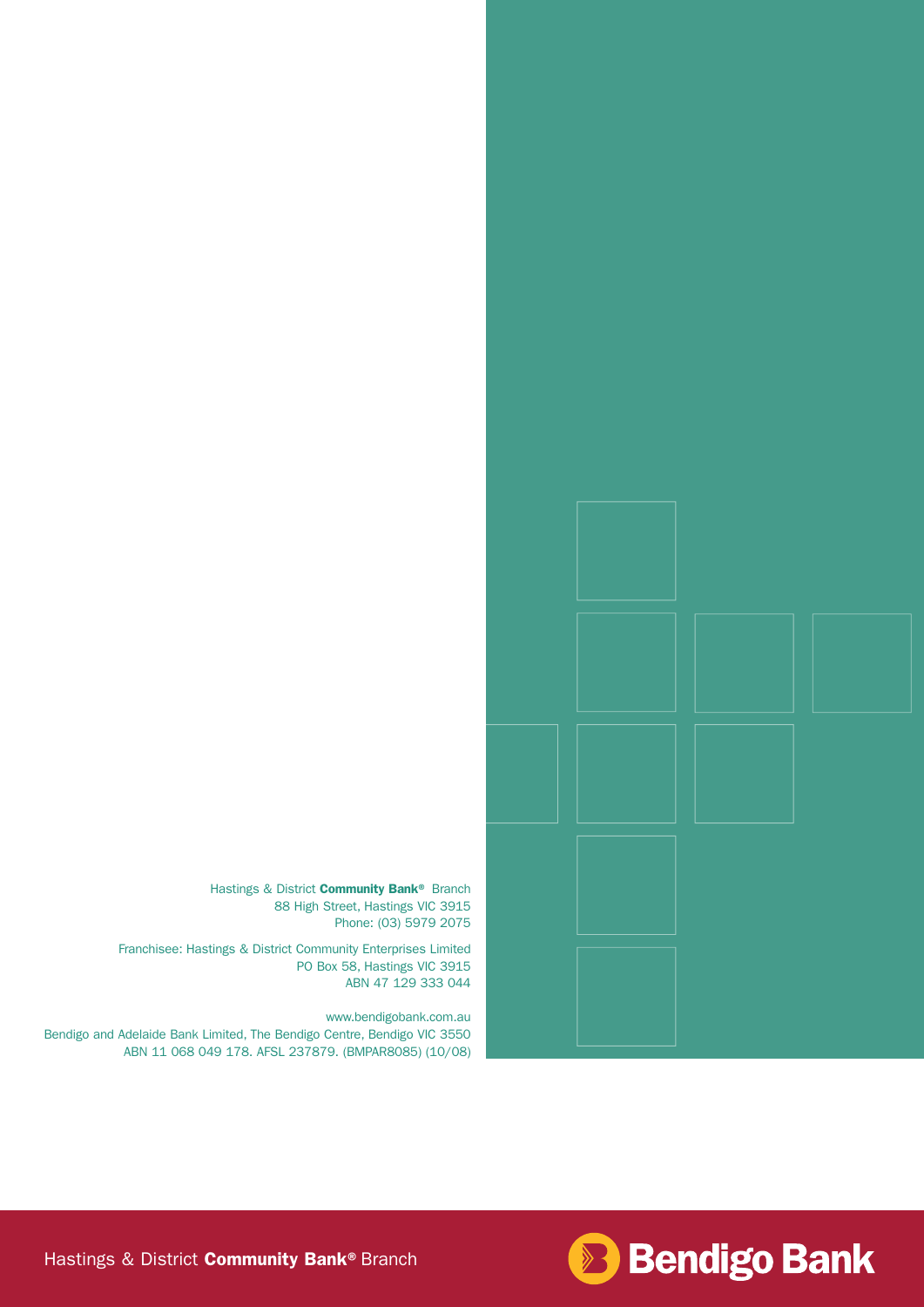Hastings & District **Community Bank**® Branch
88 High Street, Hastings VIC 3915
Phone: (03) 5979 2075

Franchisee: Hastings & District Community Enterprises Limited
PO Box 58, Hastings VIC 3915
ABN 47 129 333 044

www.bendigobank.com.au
Bendigo and Adelaide Bank Limited, The Bendigo Centre, Bendigo VIC 3550
ABN 11 068 049 178. AFSL 237879. (BMPAR8085) (10/08)

Hastings & District **Community Bank**® Branch

Bendigo Bank